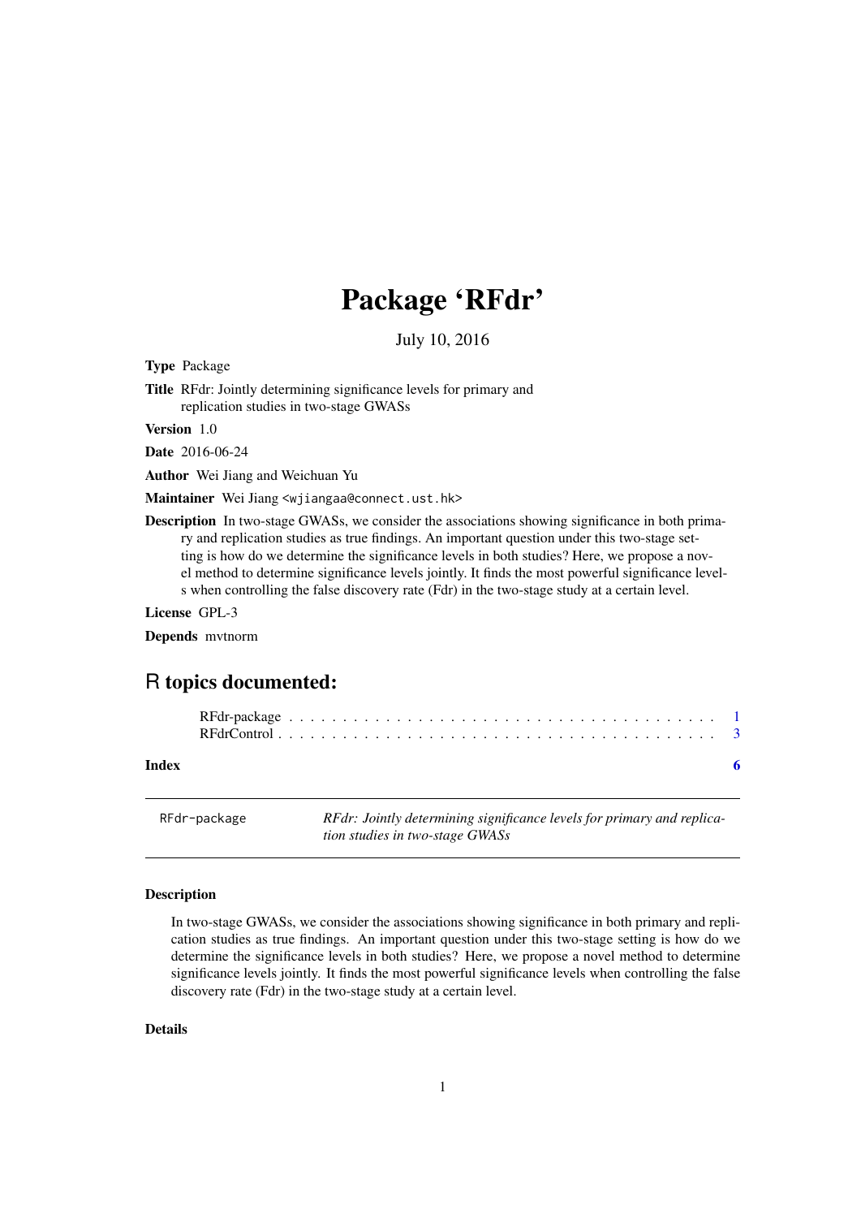# Package 'RFdr'

July 10, 2016

**Type** Package

**Title** RFdr: Jointly determining significance levels for primary and replication studies in two-stage GWASs

**Version** 1.0

**Date** 2016-06-24

**Author** Wei Jiang and Weichuan Yu

**Maintainer** Wei Jiang <wjiangaa@connect.ust.hk>

**Description** In two-stage GWASs, we consider the associations showing significance in both primary and replication studies as true findings. An important question under this two-stage setting is how do we determine the significance levels in both studies? Here, we propose a novel method to determine significance levels jointly. It finds the most powerful significance levels when controlling the false discovery rate (Fdr) in the two-stage study at a certain level.

**License** GPL-3

**Depends** mvtnorm

## R topics documented:

- RFdr-package . . . . . . . . . . . . . . . . . . . . . . . . . . . . . . . . . . . . . . . . 1
- RFdrControl . . . . . . . . . . . . . . . . . . . . . . . . . . . . . . . . . . . . . . . . . 3

**Index** 6

---

RFdr-package — *RFdr: Jointly determining significance levels for primary and replication studies in two-stage GWASs*

---

### Description

In two-stage GWASs, we consider the associations showing significance in both primary and replication studies as true findings. An important question under this two-stage setting is how do we determine the significance levels in both studies? Here, we propose a novel method to determine significance levels jointly. It finds the most powerful significance levels when controlling the false discovery rate (Fdr) in the two-stage study at a certain level.

### Details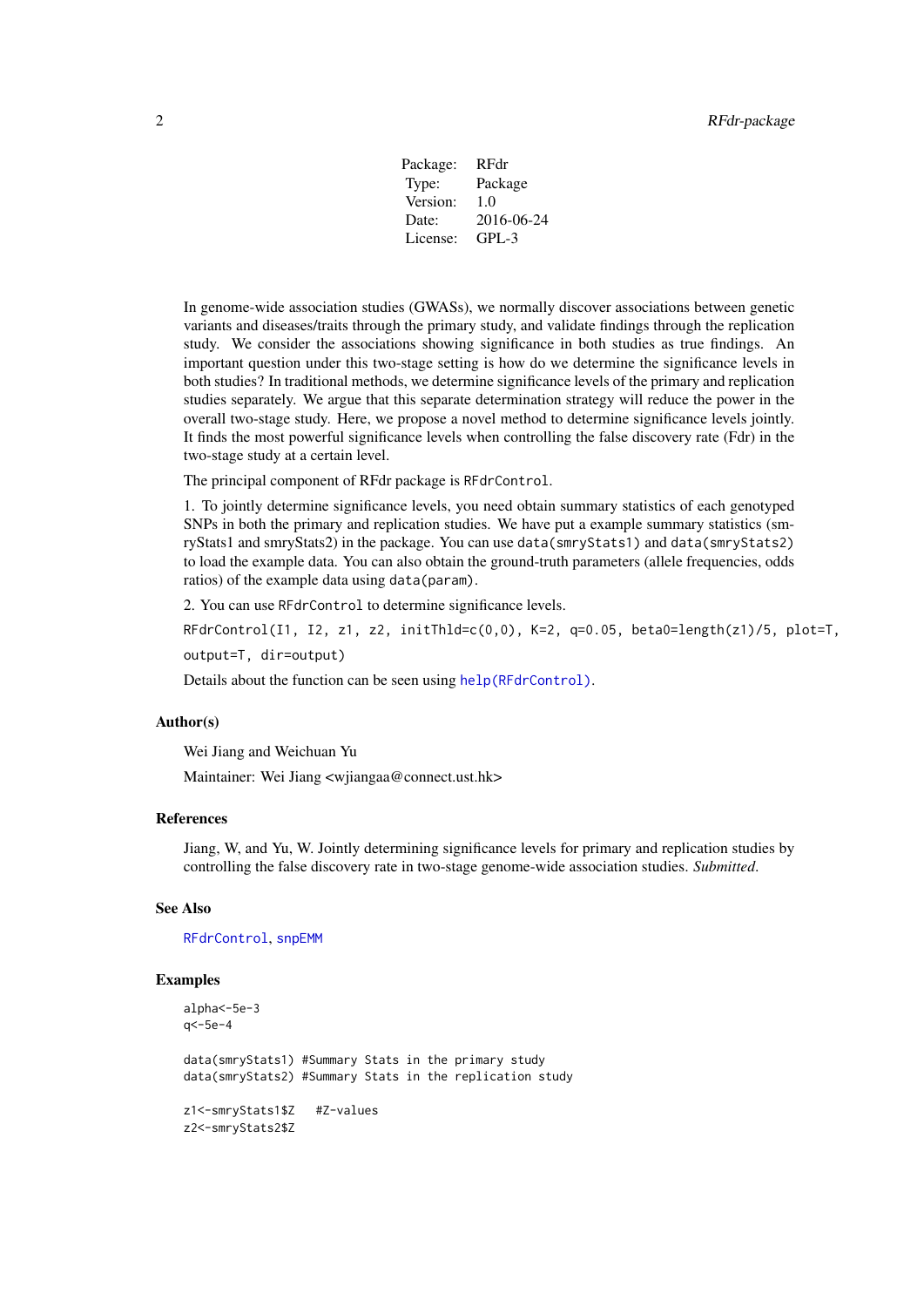| Package: | RFdr |
|---|---|
| Type: | Package |
| Version: | 1.0 |
| Date: | 2016-06-24 |
| License: | GPL-3 |

In genome-wide association studies (GWASs), we normally discover associations between genetic variants and diseases/traits through the primary study, and validate findings through the replication study. We consider the associations showing significance in both studies as true findings. An important question under this two-stage setting is how do we determine the significance levels in both studies? In traditional methods, we determine significance levels of the primary and replication studies separately. We argue that this separate determination strategy will reduce the power in the overall two-stage study. Here, we propose a novel method to determine significance levels jointly. It finds the most powerful significance levels when controlling the false discovery rate (Fdr) in the two-stage study at a certain level.

The principal component of RFdr package is `RFdrControl`.

1. To jointly determine significance levels, you need obtain summary statistics of each genotyped SNPs in both the primary and replication studies. We have put a example summary statistics (smryStats1 and smryStats2) in the package. You can use `data(smryStats1)` and `data(smryStats2)` to load the example data. You can also obtain the ground-truth parameters (allele frequencies, odds ratios) of the example data using `data(param)`.

2. You can use `RFdrControl` to determine significance levels.

`RFdrControl(I1, I2, z1, z2, initThld=c(0,0), K=2, q=0.05, beta0=length(z1)/5, plot=T, output=T, dir=output)`

Details about the function can be seen using `help(RFdrControl)`.

### Author(s)

Wei Jiang and Weichuan Yu

Maintainer: Wei Jiang <wjiangaa@connect.ust.hk>

### References

Jiang, W, and Yu, W. Jointly determining significance levels for primary and replication studies by controlling the false discovery rate in two-stage genome-wide association studies. *Submitted*.

### See Also

`RFdrControl`, `snpEMM`

### Examples

```
alpha<-5e-3
q<-5e-4

data(smryStats1) #Summary Stats in the primary study
data(smryStats2) #Summary Stats in the replication study

z1<-smryStats1$Z   #Z-values
z2<-smryStats2$Z
```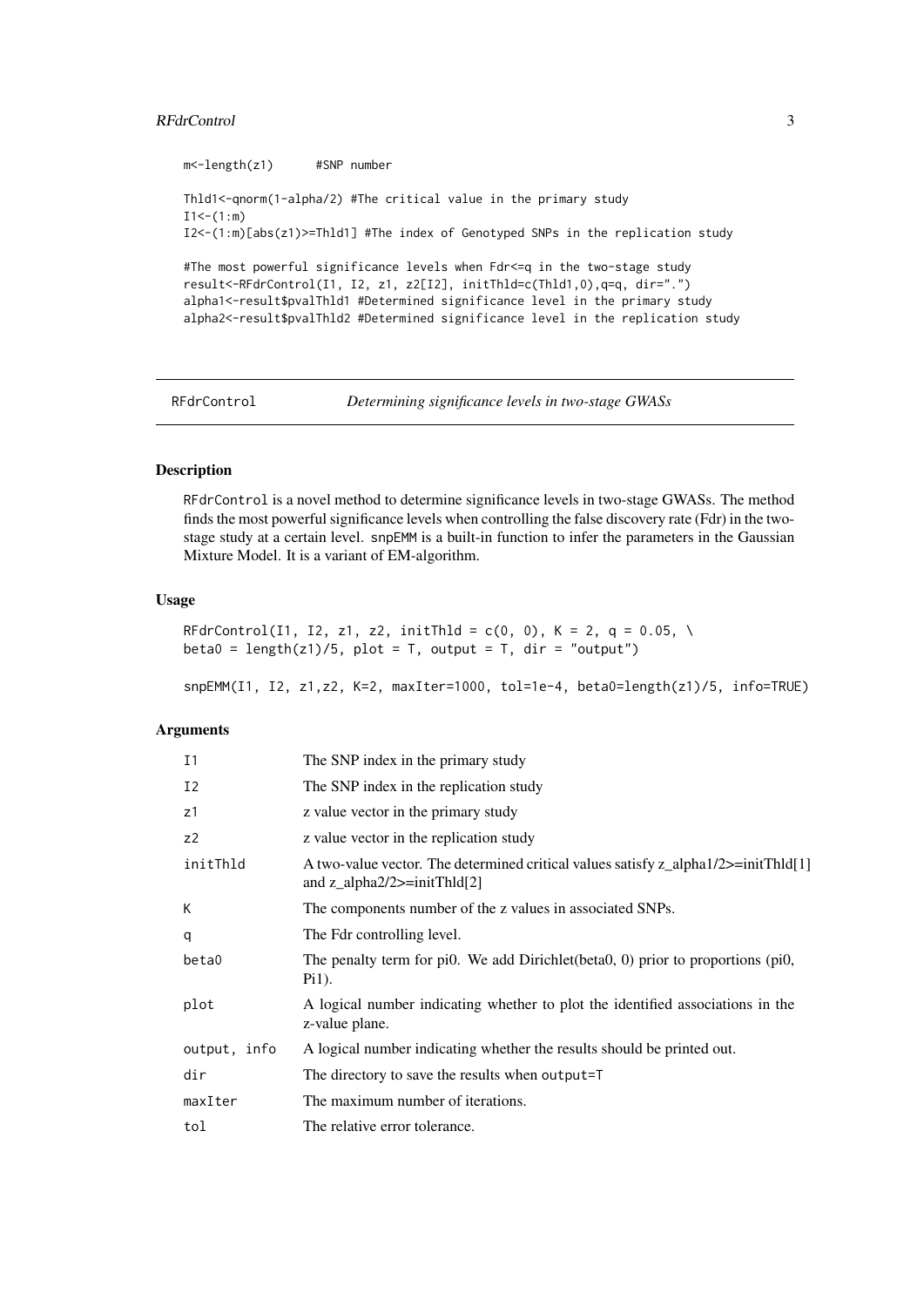```
m<-length(z1)      #SNP number

Thld1<-qnorm(1-alpha/2) #The critical value in the primary study
I1<-(1:m)
I2<-(1:m)[abs(z1)>=Thld1] #The index of Genotyped SNPs in the replication study

#The most powerful significance levels when Fdr<=q in the two-stage study
result<-RFdrControl(I1, I2, z1, z2[I2], initThld=c(Thld1,0),q=q, dir=".")
alpha1<-result$pvalThld1 #Determined significance level in the primary study
alpha2<-result$pvalThld2 #Determined significance level in the replication study
```

## RFdrControl    *Determining significance levels in two-stage GWASs*

### Description

RFdrControl is a novel method to determine significance levels in two-stage GWASs. The method finds the most powerful significance levels when controlling the false discovery rate (Fdr) in the two-stage study at a certain level. snpEMM is a built-in function to infer the parameters in the Gaussian Mixture Model. It is a variant of EM-algorithm.

### Usage

```
RFdrControl(I1, I2, z1, z2, initThld = c(0, 0), K = 2, q = 0.05, \
beta0 = length(z1)/5, plot = T, output = T, dir = "output")

snpEMM(I1, I2, z1,z2, K=2, maxIter=1000, tol=1e-4, beta0=length(z1)/5, info=TRUE)
```

### Arguments

| | |
|---|---|
| I1 | The SNP index in the primary study |
| I2 | The SNP index in the replication study |
| z1 | z value vector in the primary study |
| z2 | z value vector in the replication study |
| initThld | A two-value vector. The determined critical values satisfy z_alpha1/2>=initThld[1] and z_alpha2/2>=initThld[2] |
| K | The components number of the z values in associated SNPs. |
| q | The Fdr controlling level. |
| beta0 | The penalty term for pi0. We add Dirichlet(beta0, 0) prior to proportions (pi0, Pi1). |
| plot | A logical number indicating whether to plot the identified associations in the z-value plane. |
| output, info | A logical number indicating whether the results should be printed out. |
| dir | The directory to save the results when output=T |
| maxIter | The maximum number of iterations. |
| tol | The relative error tolerance. |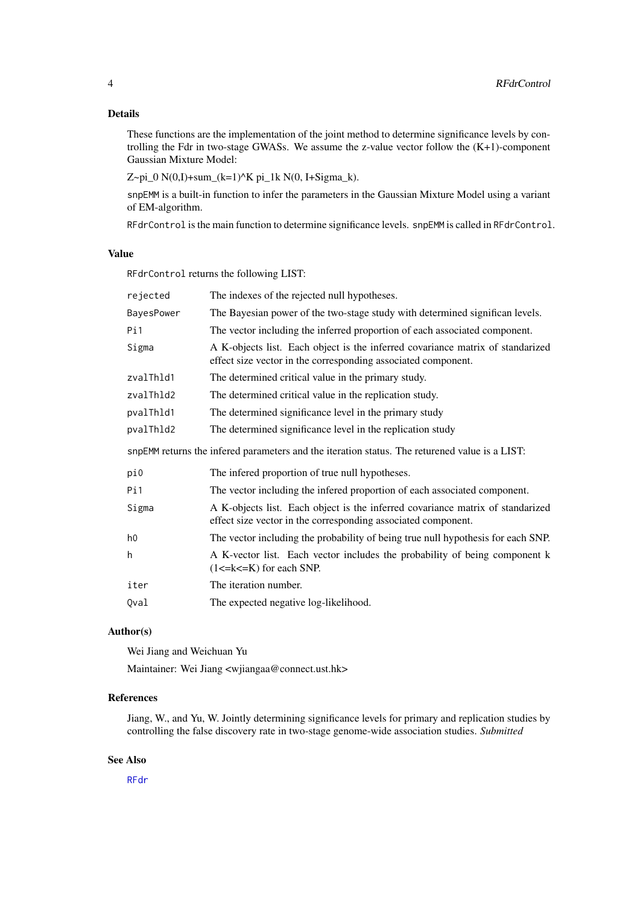## Details

These functions are the implementation of the joint method to determine significance levels by controlling the Fdr in two-stage GWASs. We assume the z-value vector follow the (K+1)-component Gaussian Mixture Model:

Z~pi_0 N(0,I)+sum_(k=1)^K pi_1k N(0, I+Sigma_k).

`snpEMM` is a built-in function to infer the parameters in the Gaussian Mixture Model using a variant of EM-algorithm.

`RFdrControl` is the main function to determine significance levels. `snpEMM` is called in `RFdrControl`.

## Value

`RFdrControl` returns the following LIST:

| | |
|---|---|
| `rejected` | The indexes of the rejected null hypotheses. |
| `BayesPower` | The Bayesian power of the two-stage study with determined significan levels. |
| `Pi1` | The vector including the inferred proportion of each associated component. |
| `Sigma` | A K-objects list. Each object is the inferred covariance matrix of standarized effect size vector in the corresponding associated component. |
| `zvalThld1` | The determined critical value in the primary study. |
| `zvalThld2` | The determined critical value in the replication study. |
| `pvalThld1` | The determined significance level in the primary study |
| `pvalThld2` | The determined significance level in the replication study |

`snpEMM` returns the infered parameters and the iteration status. The retured value is a LIST:

| | |
|---|---|
| `pi0` | The infered proportion of true null hypotheses. |
| `Pi1` | The vector including the infered proportion of each associated component. |
| `Sigma` | A K-objects list. Each object is the inferred covariance matrix of standarized effect size vector in the corresponding associated component. |
| `h0` | The vector including the probability of being true null hypothesis for each SNP. |
| `h` | A K-vector list. Each vector includes the probability of being component k (1<=k<=K) for each SNP. |
| `iter` | The iteration number. |
| `Qval` | The expected negative log-likelihood. |

## Author(s)

Wei Jiang and Weichuan Yu

Maintainer: Wei Jiang <wjiangaa@connect.ust.hk>

## References

Jiang, W., and Yu, W. Jointly determining significance levels for primary and replication studies by controlling the false discovery rate in two-stage genome-wide association studies. *Submitted*

## See Also

`RFdr`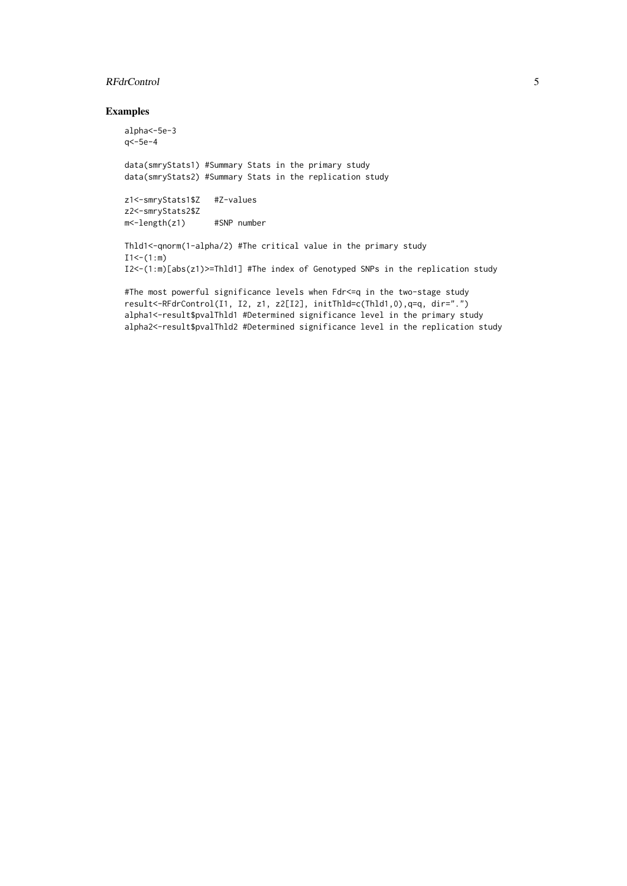### Examples

```
alpha<-5e-3
q<-5e-4

data(smryStats1) #Summary Stats in the primary study
data(smryStats2) #Summary Stats in the replication study

z1<-smryStats1$Z   #Z-values
z2<-smryStats2$Z
m<-length(z1)      #SNP number

Thld1<-qnorm(1-alpha/2) #The critical value in the primary study
I1<-(1:m)
I2<-(1:m)[abs(z1)>=Thld1] #The index of Genotyped SNPs in the replication study

#The most powerful significance levels when Fdr<=q in the two-stage study
result<-RFdrControl(I1, I2, z1, z2[I2], initThld=c(Thld1,0),q=q, dir=".")
alpha1<-result$pvalThld1 #Determined significance level in the primary study
alpha2<-result$pvalThld2 #Determined significance level in the replication study
```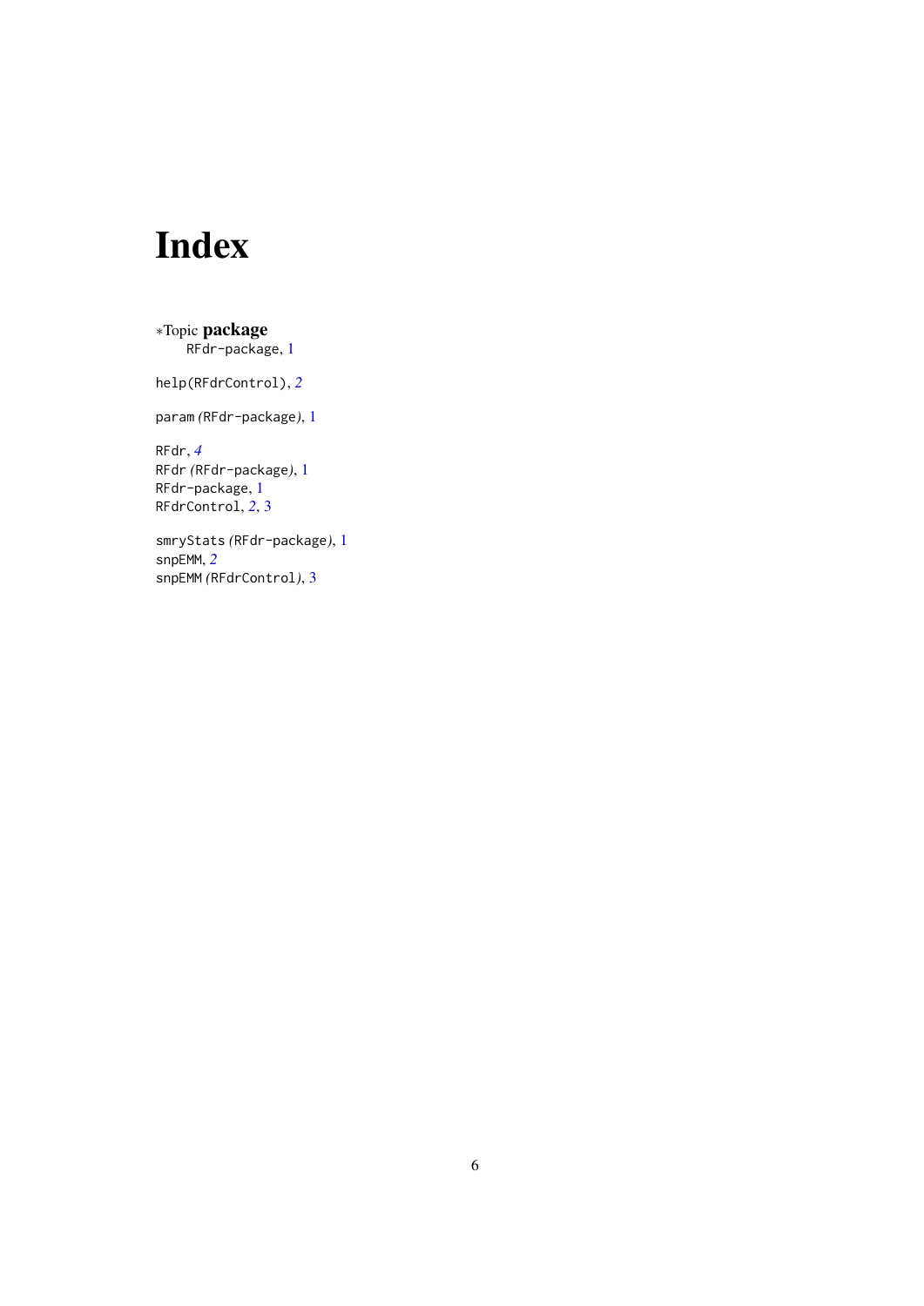# Index

*Topic **package**
    RFdr-package, 1

help(RFdrControl), *2*

param *(*RFdr-package*)*, 1

RFdr, *4*
RFdr *(*RFdr-package*)*, 1
RFdr-package, 1
RFdrControl, *2*, 3

smryStats *(*RFdr-package*)*, 1
snpEMM, *2*
snpEMM *(*RFdrControl*)*, 3